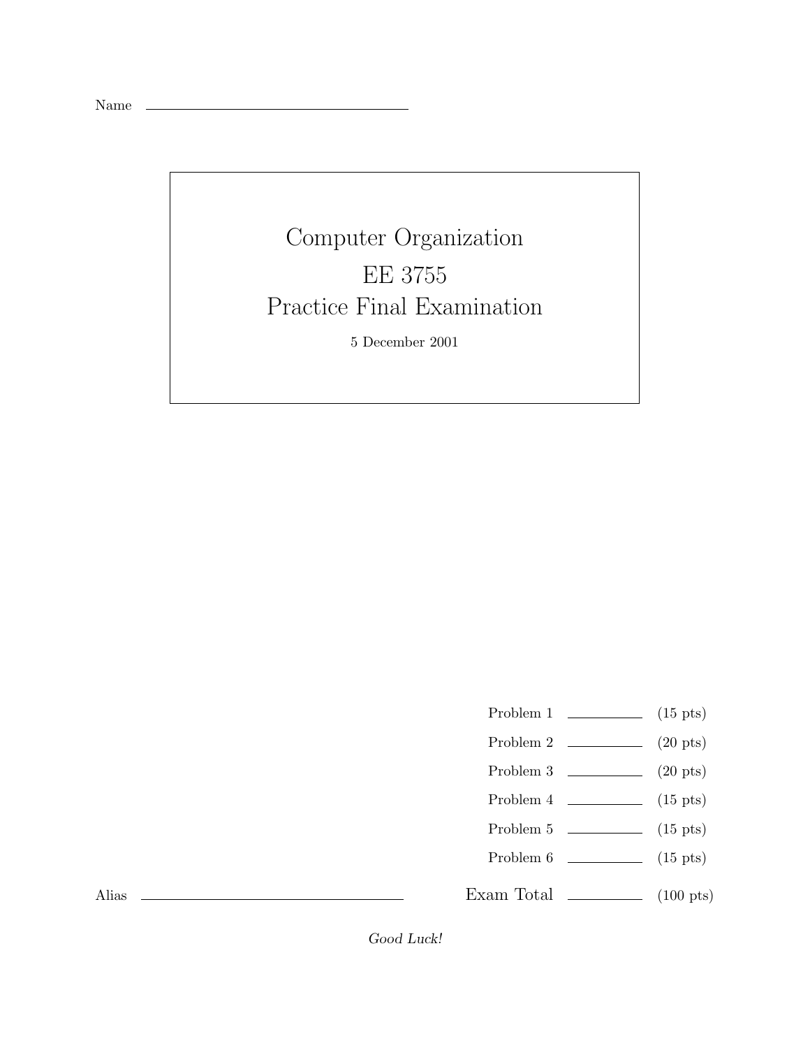Name \_\_\_\_\_\_\_\_\_\_\_\_\_\_\_\_\_\_\_\_\_\_\_\_\_\_\_\_\_\_

# Computer Organization

# EE 3755

# Practice Final Examination

5 December 2001

| | | |
|---|---|---|
| Problem 1 | \_\_\_\_\_\_\_\_ | (15 pts) |
| Problem 2 | \_\_\_\_\_\_\_\_ | (20 pts) |
| Problem 3 | \_\_\_\_\_\_\_\_ | (20 pts) |
| Problem 4 | \_\_\_\_\_\_\_\_ | (15 pts) |
| Problem 5 | \_\_\_\_\_\_\_\_ | (15 pts) |
| Problem 6 | \_\_\_\_\_\_\_\_ | (15 pts) |
| Exam Total | \_\_\_\_\_\_\_\_ | (100 pts) |

Alias \_\_\_\_\_\_\_\_\_\_\_\_\_\_\_\_\_\_\_\_\_\_\_\_\_\_\_\_\_\_

*Good Luck!*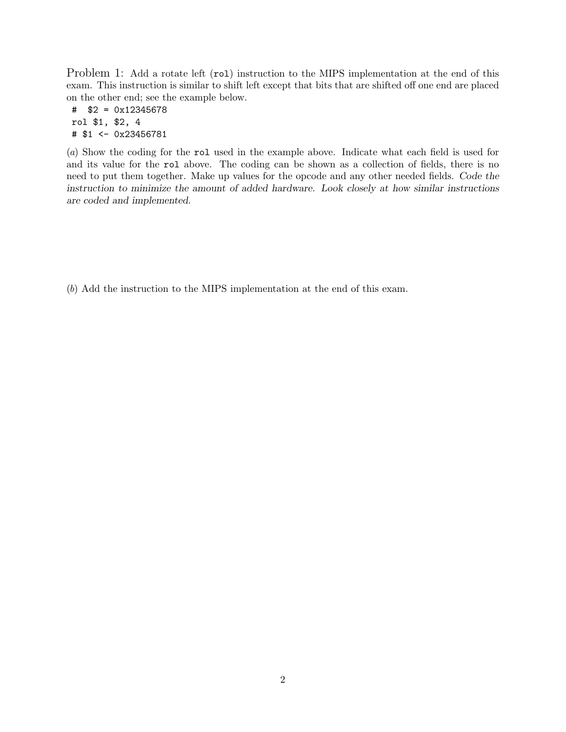Problem 1: Add a rotate left (`rol`) instruction to the MIPS implementation at the end of this exam. This instruction is similar to shift left except that bits that are shifted off one end are placed on the other end; see the example below.

```
#  $2 = 0x12345678
rol $1, $2, 4
# $1 <- 0x23456781
```

(*a*) Show the coding for the `rol` used in the example above. Indicate what each field is used for and its value for the `rol` above. The coding can be shown as a collection of fields, there is no need to put them together. Make up values for the opcode and any other needed fields. *Code the instruction to minimize the amount of added hardware. Look closely at how similar instructions are coded and implemented.*

(*b*) Add the instruction to the MIPS implementation at the end of this exam.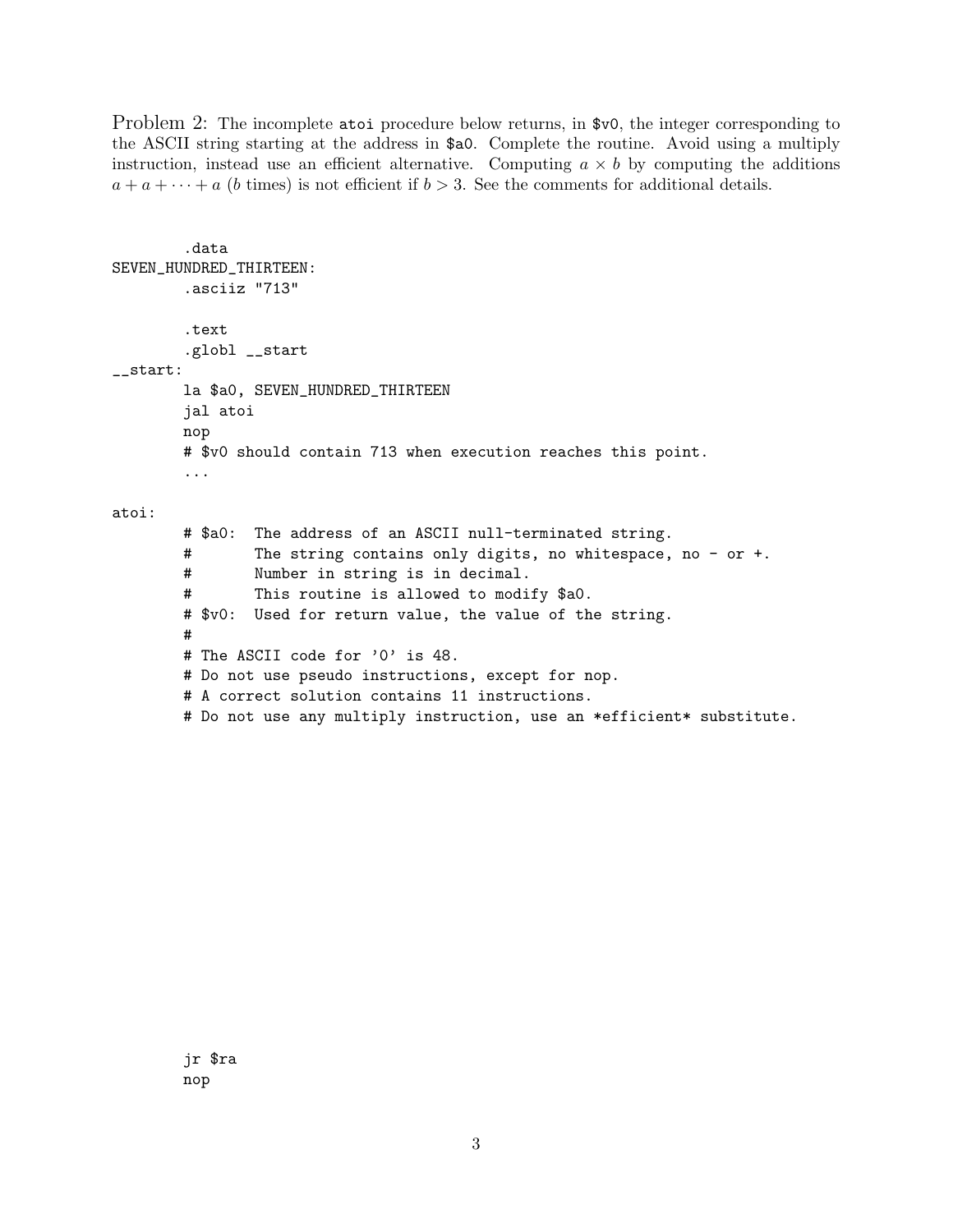Problem 2: The incomplete `atoi` procedure below returns, in `$v0`, the integer corresponding to the ASCII string starting at the address in `$a0`. Complete the routine. Avoid using a multiply instruction, instead use an efficient alternative. Computing $a \times b$ by computing the additions $a + a + \cdots + a$ ($b$ times) is not efficient if $b > 3$. See the comments for additional details.

```
        .data
SEVEN_HUNDRED_THIRTEEN:
        .asciiz "713"

        .text
        .globl __start
__start:
        la $a0, SEVEN_HUNDRED_THIRTEEN
        jal atoi
        nop
        # $v0 should contain 713 when execution reaches this point.
        ...

atoi:
        # $a0:  The address of an ASCII null-terminated string.
        #       The string contains only digits, no whitespace, no - or +.
        #       Number in string is in decimal.
        #       This routine is allowed to modify $a0.
        # $v0:  Used for return value, the value of the string.
        #
        # The ASCII code for '0' is 48.
        # Do not use pseudo instructions, except for nop.
        # A correct solution contains 11 instructions.
        # Do not use any multiply instruction, use an *efficient* substitute.
```

```
        jr $ra
        nop
```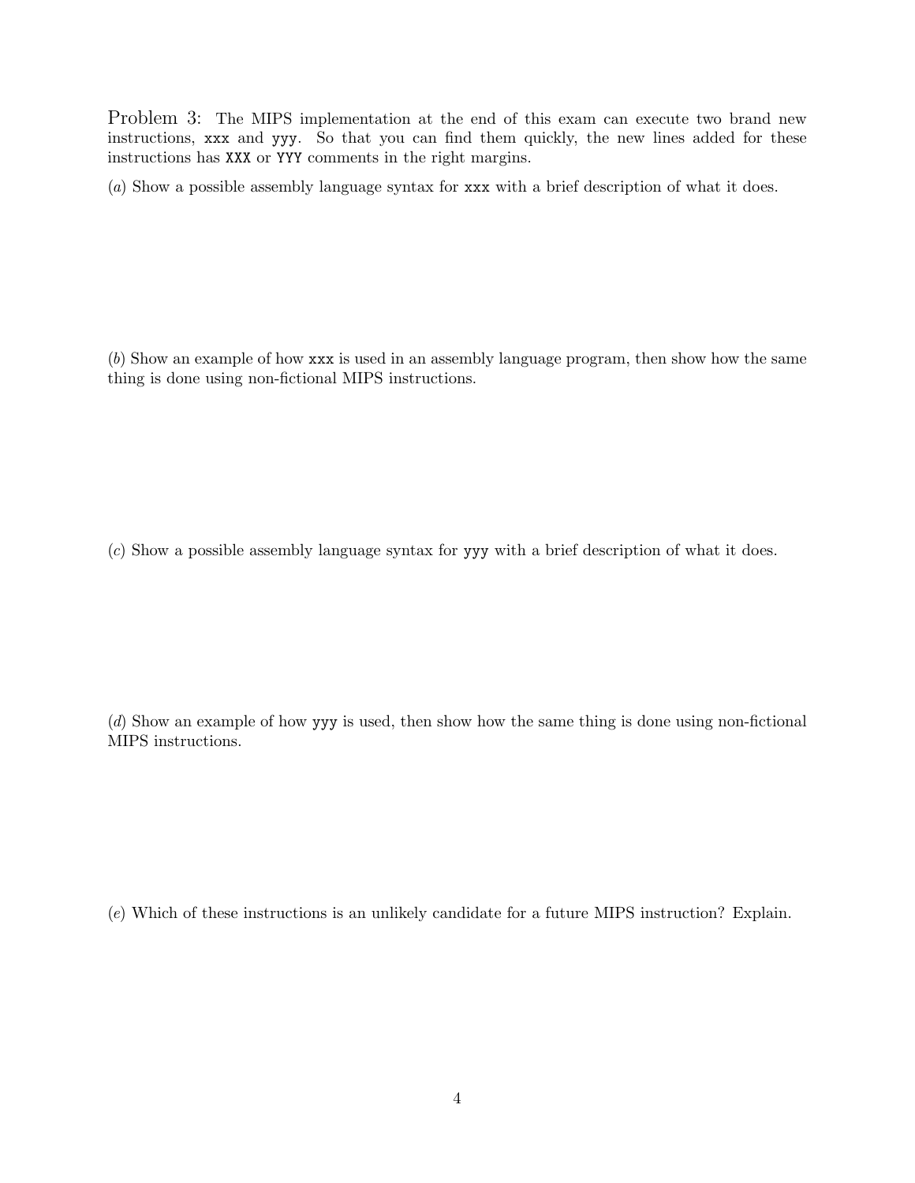Problem 3: The MIPS implementation at the end of this exam can execute two brand new instructions, `xxx` and `yyy`. So that you can find them quickly, the new lines added for these instructions has `XXX` or `YYY` comments in the right margins.

(*a*) Show a possible assembly language syntax for `xxx` with a brief description of what it does.

(*b*) Show an example of how `xxx` is used in an assembly language program, then show how the same thing is done using non-fictional MIPS instructions.

(*c*) Show a possible assembly language syntax for `yyy` with a brief description of what it does.

(*d*) Show an example of how `yyy` is used, then show how the same thing is done using non-fictional MIPS instructions.

(*e*) Which of these instructions is an unlikely candidate for a future MIPS instruction? Explain.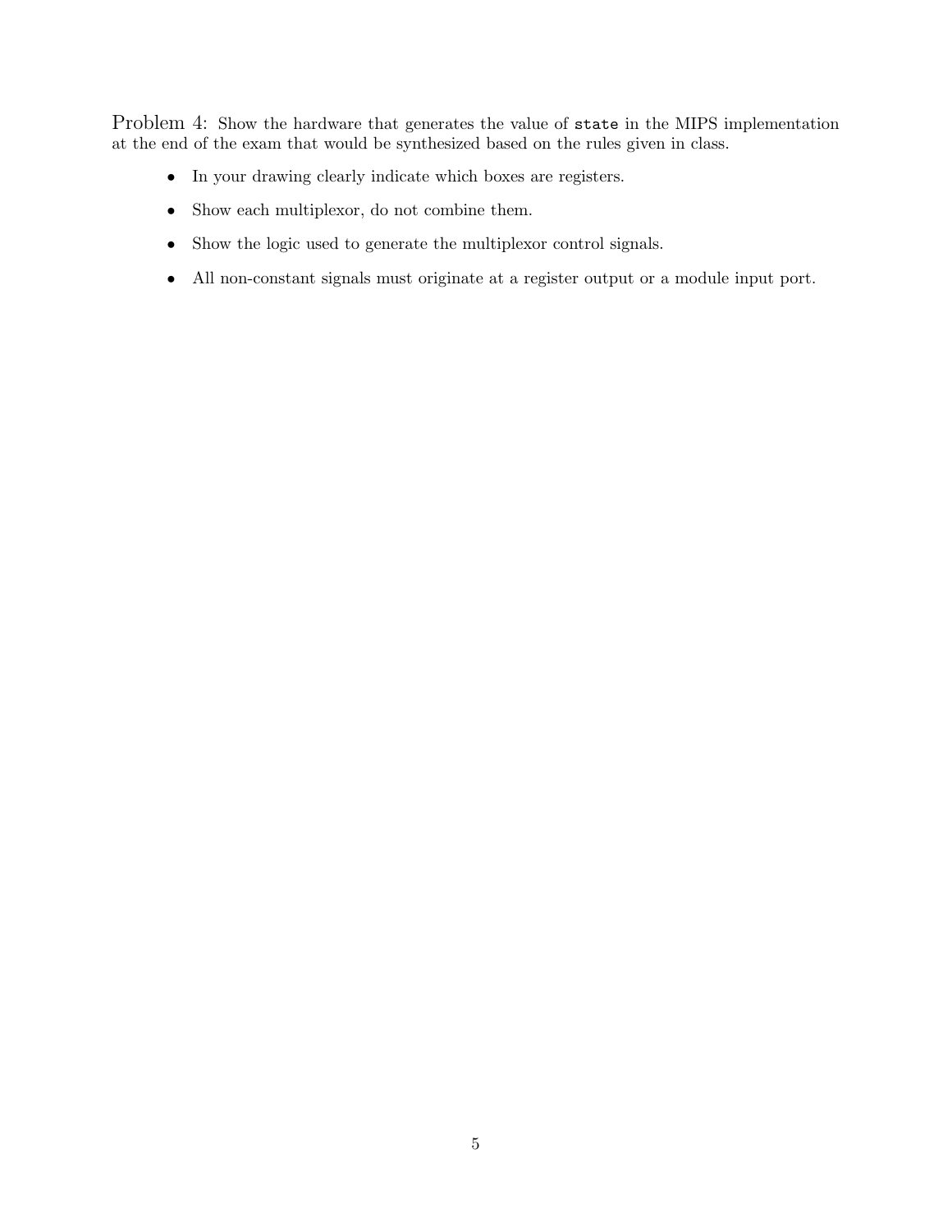Problem 4: Show the hardware that generates the value of `state` in the MIPS implementation at the end of the exam that would be synthesized based on the rules given in class.

- In your drawing clearly indicate which boxes are registers.
- Show each multiplexor, do not combine them.
- Show the logic used to generate the multiplexor control signals.
- All non-constant signals must originate at a register output or a module input port.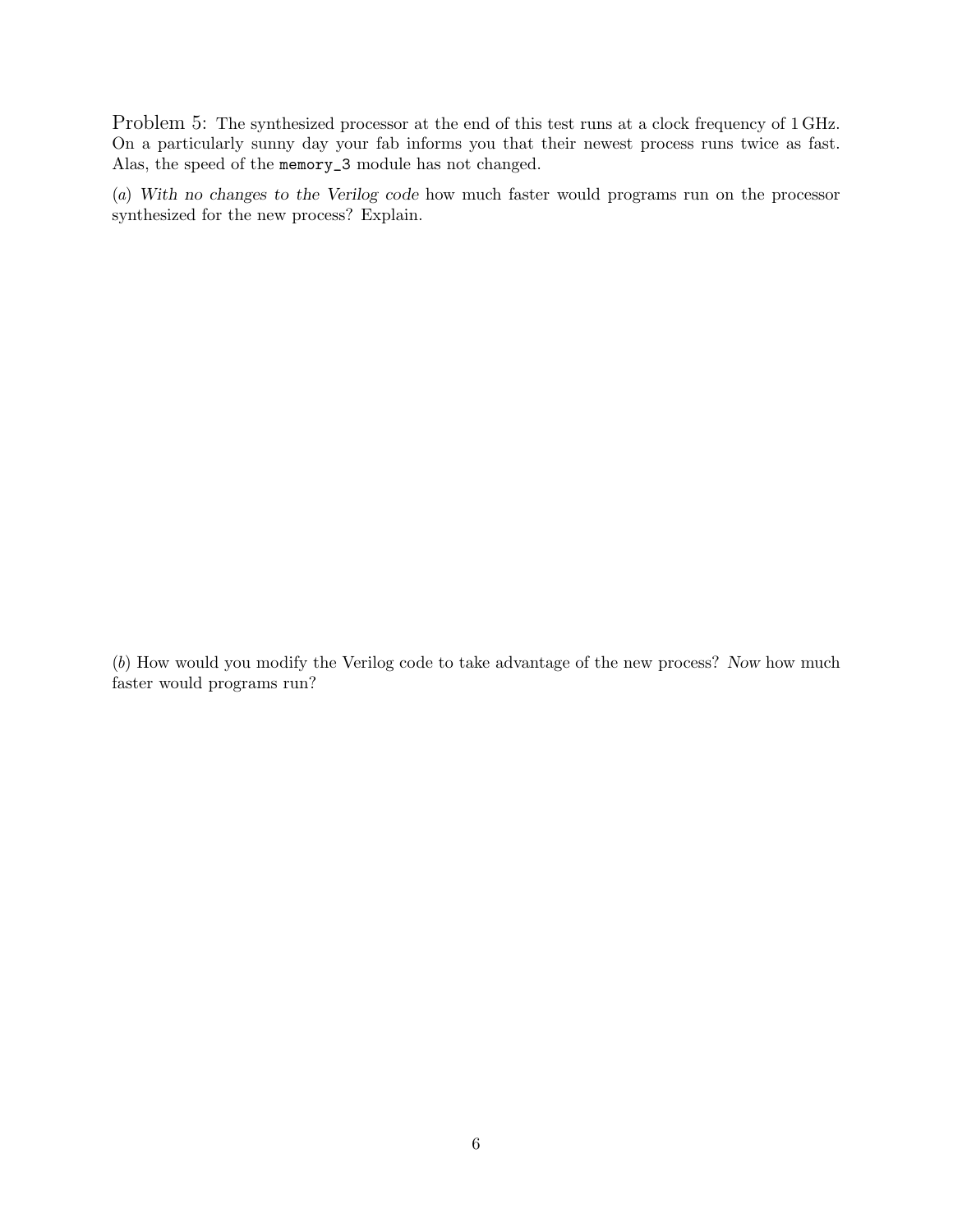Problem 5: The synthesized processor at the end of this test runs at a clock frequency of 1 GHz. On a particularly sunny day your fab informs you that their newest process runs twice as fast. Alas, the speed of the `memory_3` module has not changed.

(*a*) *With no changes to the Verilog code* how much faster would programs run on the processor synthesized for the new process? Explain.

(*b*) How would you modify the Verilog code to take advantage of the new process? *Now* how much faster would programs run?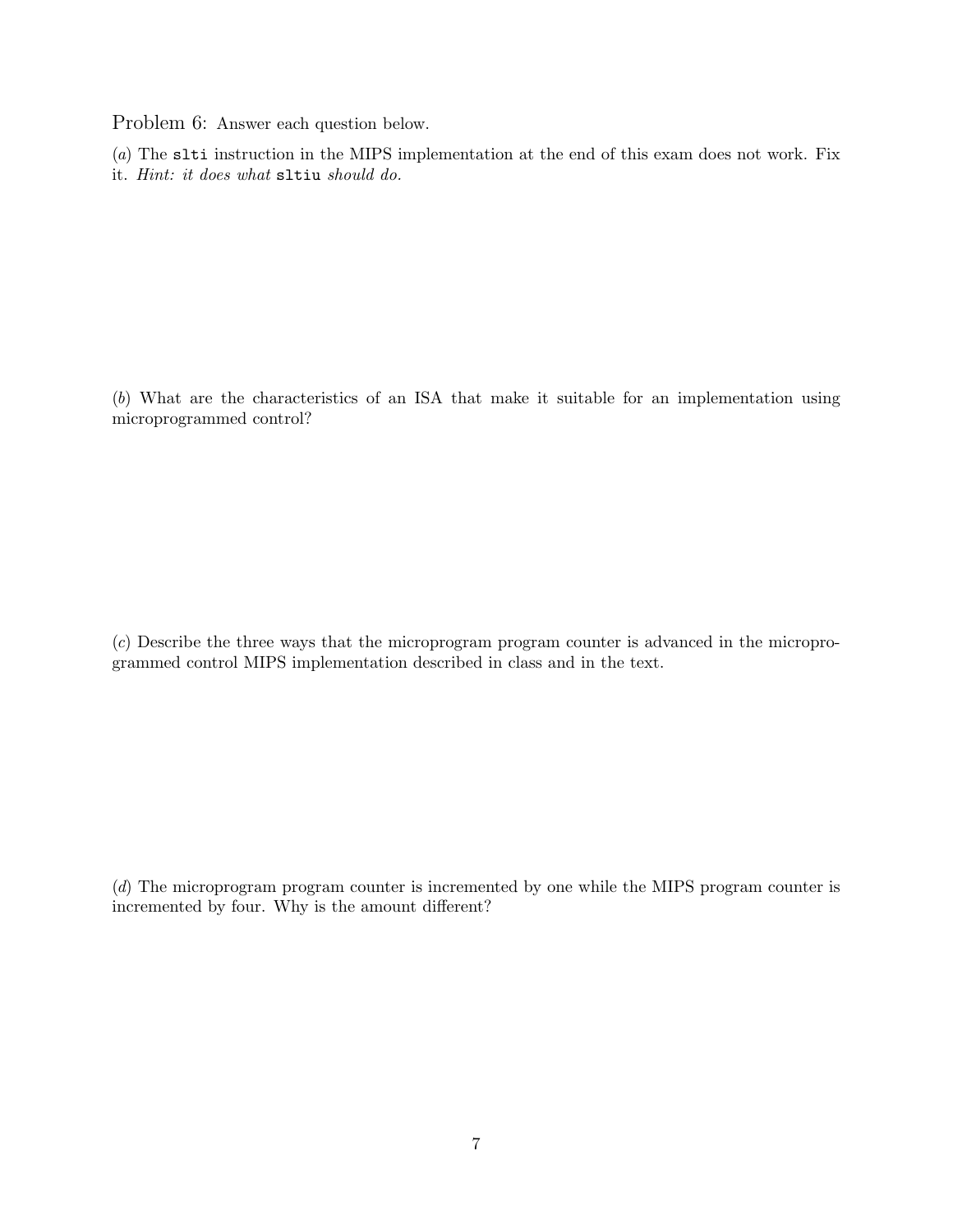Problem 6: Answer each question below.

(*a*) The `slti` instruction in the MIPS implementation at the end of this exam does not work. Fix it. *Hint: it does what* `sltiu` *should do.*

(*b*) What are the characteristics of an ISA that make it suitable for an implementation using microprogrammed control?

(*c*) Describe the three ways that the microprogram program counter is advanced in the microprogrammed control MIPS implementation described in class and in the text.

(*d*) The microprogram program counter is incremented by one while the MIPS program counter is incremented by four. Why is the amount different?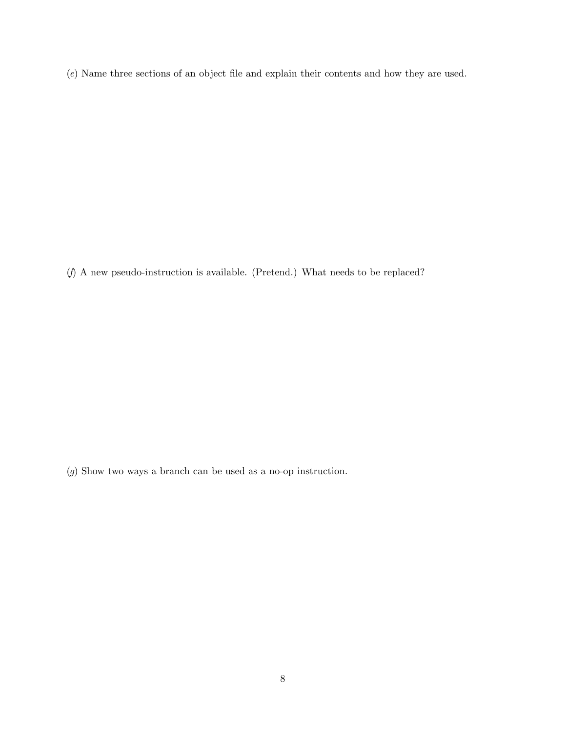(*e*) Name three sections of an object file and explain their contents and how they are used.

(*f*) A new pseudo-instruction is available. (Pretend.) What needs to be replaced?

(*g*) Show two ways a branch can be used as a no-op instruction.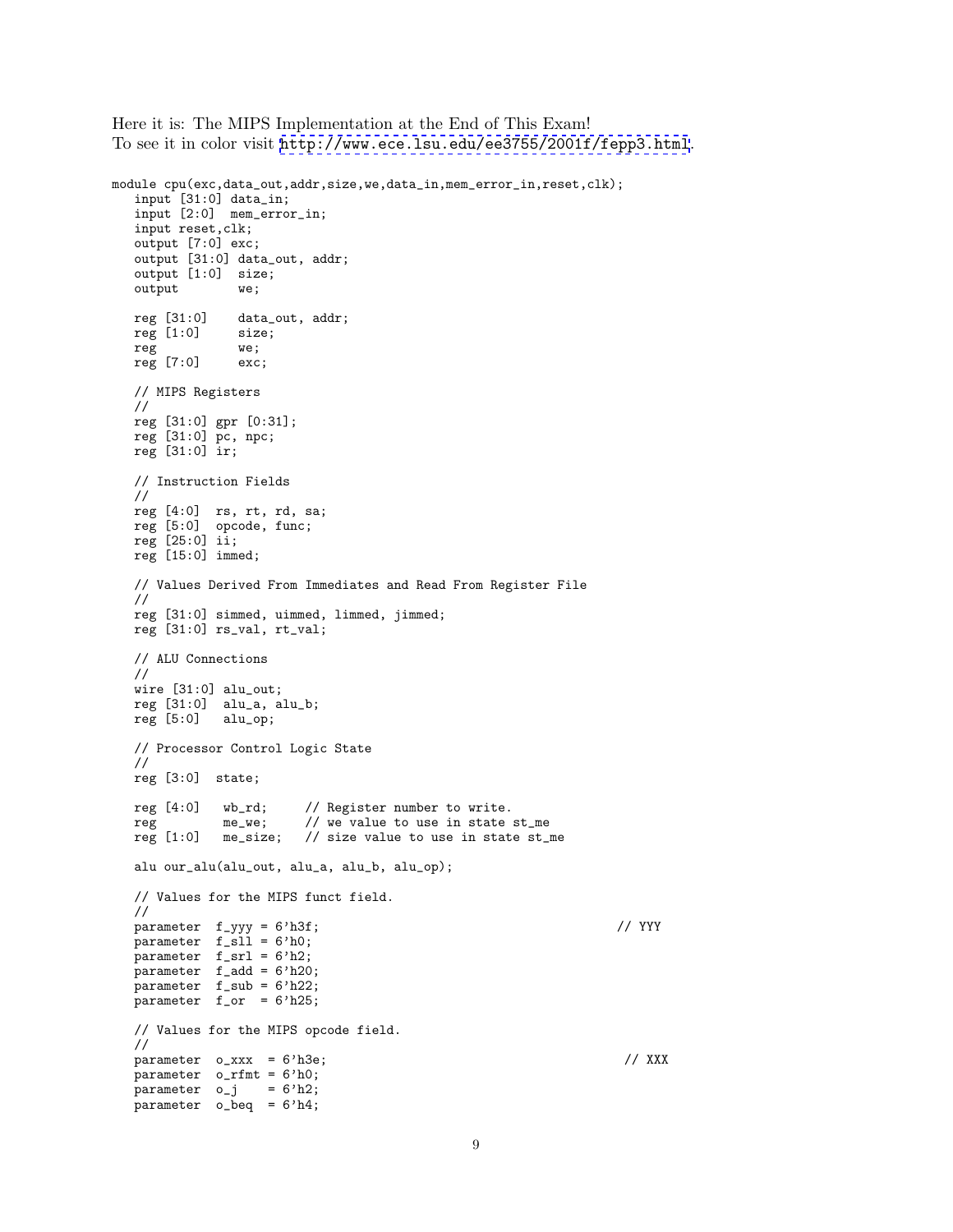Here it is: The MIPS Implementation at the End of This Exam!
To see it in color visit http://www.ece.lsu.edu/ee3755/2001f/fepp3.html.

```
module cpu(exc,data_out,addr,size,we,data_in,mem_error_in,reset,clk);
   input [31:0] data_in;
   input [2:0]  mem_error_in;
   input reset,clk;
   output [7:0] exc;
   output [31:0] data_out, addr;
   output [1:0]  size;
   output        we;

   reg [31:0]    data_out, addr;
   reg [1:0]     size;
   reg           we;
   reg [7:0]     exc;

   // MIPS Registers
   //
   reg [31:0] gpr [0:31];
   reg [31:0] pc, npc;
   reg [31:0] ir;

   // Instruction Fields
   //
   reg [4:0]  rs, rt, rd, sa;
   reg [5:0]  opcode, func;
   reg [25:0] ii;
   reg [15:0] immed;

   // Values Derived From Immediates and Read From Register File
   //
   reg [31:0] simmed, uimmed, limmed, jimmed;
   reg [31:0] rs_val, rt_val;

   // ALU Connections
   //
   wire [31:0] alu_out;
   reg [31:0]  alu_a, alu_b;
   reg [5:0]   alu_op;

   // Processor Control Logic State
   //
   reg [3:0]  state;

   reg [4:0]   wb_rd;     // Register number to write.
   reg         me_we;     // we value to use in state st_me
   reg [1:0]   me_size;   // size value to use in state st_me

   alu our_alu(alu_out, alu_a, alu_b, alu_op);

   // Values for the MIPS funct field.
   //
   parameter  f_yyy = 6'h3f;                                          // YYY
   parameter  f_sll = 6'h0;
   parameter  f_srl = 6'h2;
   parameter  f_add = 6'h20;
   parameter  f_sub = 6'h22;
   parameter  f_or  = 6'h25;

   // Values for the MIPS opcode field.
   //
   parameter  o_xxx  = 6'h3e;                                          // XXX
   parameter  o_rfmt = 6'h0;
   parameter  o_j    = 6'h2;
   parameter  o_beq  = 6'h4;
```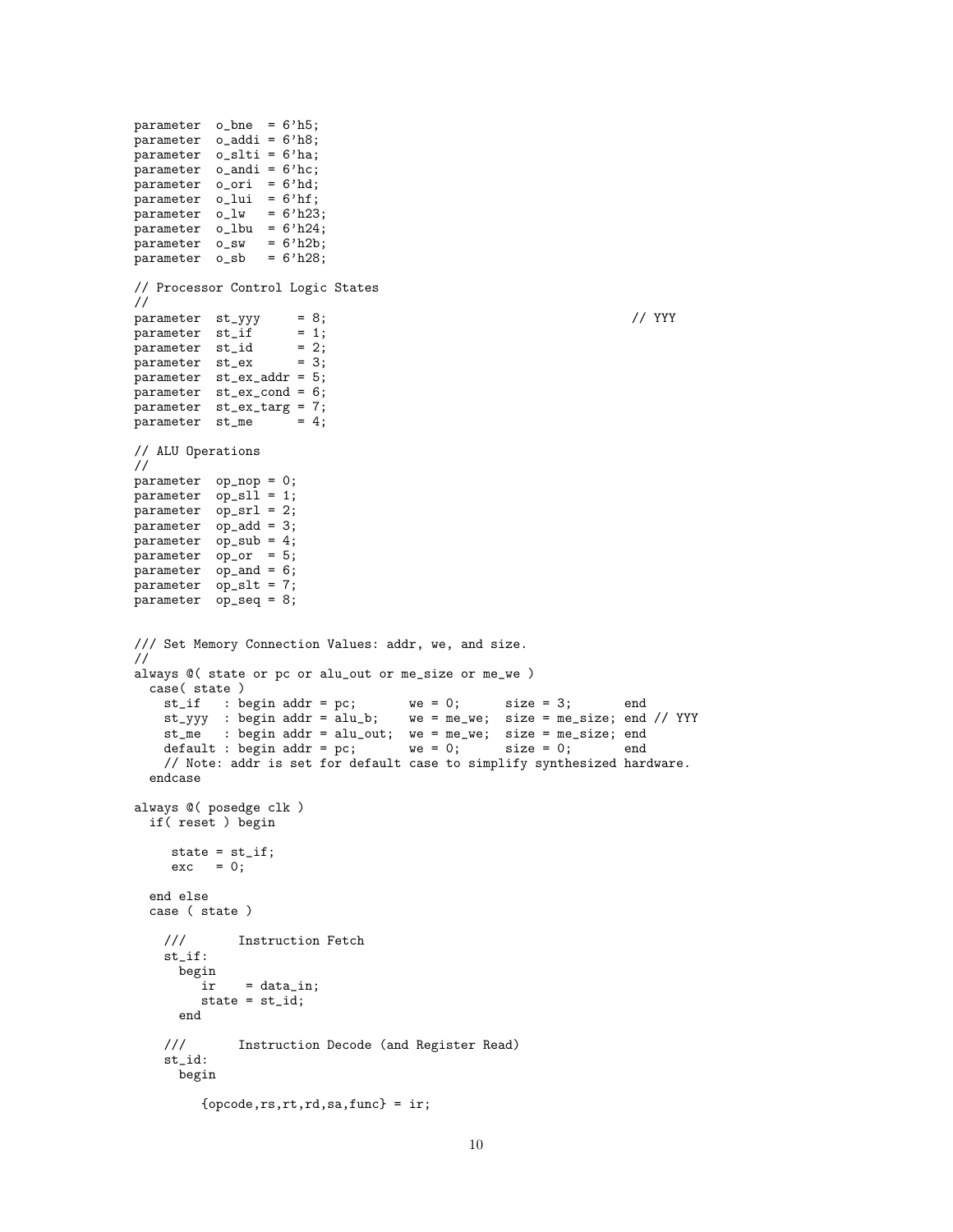```
parameter  o_bne  = 6'h5;
parameter  o_addi = 6'h8;
parameter  o_slti = 6'ha;
parameter  o_andi = 6'hc;
parameter  o_ori  = 6'hd;
parameter  o_lui  = 6'hf;
parameter  o_lw   = 6'h23;
parameter  o_lbu  = 6'h24;
parameter  o_sw   = 6'h2b;
parameter  o_sb   = 6'h28;

// Processor Control Logic States
//
parameter  st_yyy     = 8;                                        // YYY
parameter  st_if      = 1;
parameter  st_id      = 2;
parameter  st_ex      = 3;
parameter  st_ex_addr = 5;
parameter  st_ex_cond = 6;
parameter  st_ex_targ = 7;
parameter  st_me      = 4;

// ALU Operations
//
parameter  op_nop = 0;
parameter  op_sll = 1;
parameter  op_srl = 2;
parameter  op_add = 3;
parameter  op_sub = 4;
parameter  op_or  = 5;
parameter  op_and = 6;
parameter  op_slt = 7;
parameter  op_seq = 8;


/// Set Memory Connection Values: addr, we, and size.
//
always @( state or pc or alu_out or me_size or me_we )
  case( state )
    st_if   : begin addr = pc;      we = 0;      size = 3;       end
    st_yyy  : begin addr = alu_b;   we = me_we;  size = me_size; end // YYY
    st_me   : begin addr = alu_out; we = me_we;  size = me_size; end
    default : begin addr = pc;      we = 0;      size = 0;       end
    // Note: addr is set for default case to simplify synthesized hardware.
  endcase

always @( posedge clk )
  if( reset ) begin

     state = st_if;
     exc   = 0;

  end else
  case ( state )

    ///       Instruction Fetch
    st_if:
      begin
         ir    = data_in;
         state = st_id;
      end

    ///       Instruction Decode (and Register Read)
    st_id:
      begin

         {opcode,rs,rt,rd,sa,func} = ir;
```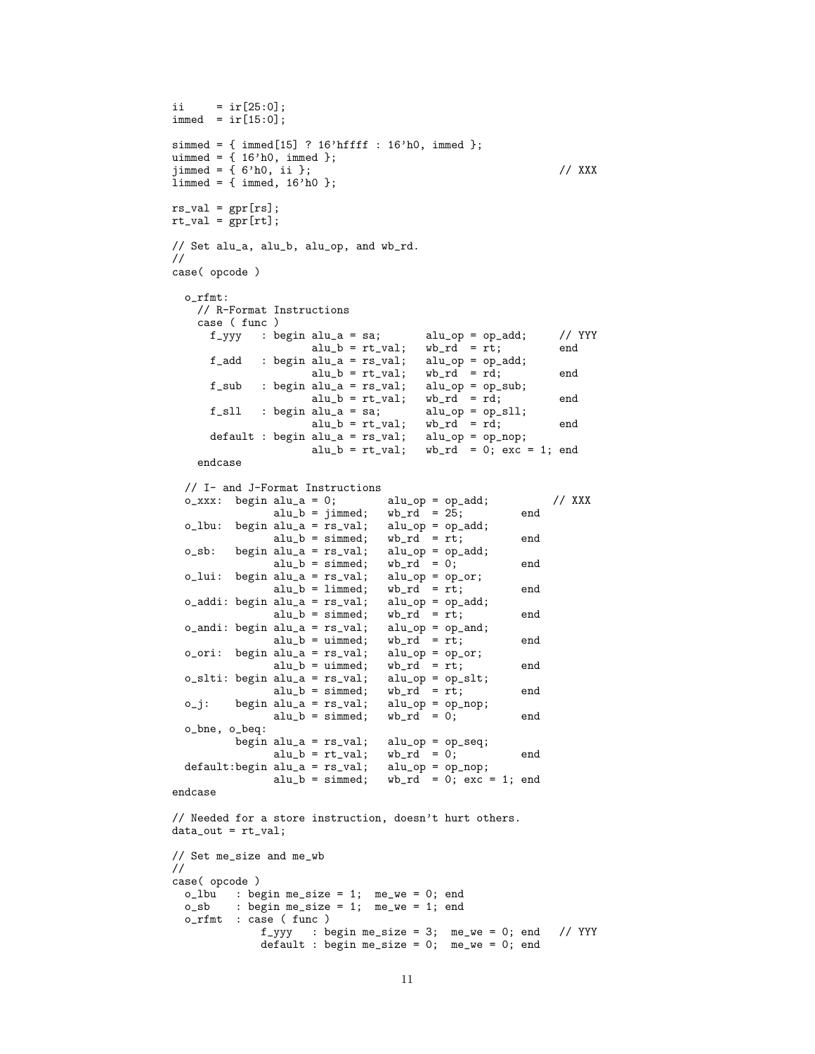```
ii     = ir[25:0];
immed  = ir[15:0];

simmed = { immed[15] ? 16'hffff : 16'h0, immed };
uimmed = { 16'h0, immed };
jimmed = { 6'h0, ii };                                   // XXX
limmed = { immed, 16'h0 };

rs_val = gpr[rs];
rt_val = gpr[rt];

// Set alu_a, alu_b, alu_op, and wb_rd.
//
case( opcode )

  o_rfmt:
    // R-Format Instructions
    case ( func )
      f_yyy   : begin alu_a = sa;       alu_op = op_add;     // YYY
                      alu_b = rt_val;   wb_rd  = rt;         end
      f_add   : begin alu_a = rs_val;   alu_op = op_add;
                      alu_b = rt_val;   wb_rd  = rd;         end
      f_sub   : begin alu_a = rs_val;   alu_op = op_sub;
                      alu_b = rt_val;   wb_rd  = rd;         end
      f_sll   : begin alu_a = sa;       alu_op = op_sll;
                      alu_b = rt_val;   wb_rd  = rd;         end
      default : begin alu_a = rs_val;   alu_op = op_nop;
                      alu_b = rt_val;   wb_rd  = 0; exc = 1; end
    endcase

  // I- and J-Format Instructions
  o_xxx:  begin alu_a = 0;        alu_op = op_add;          // XXX
                alu_b = jimmed;   wb_rd  = 25;         end
  o_lbu:  begin alu_a = rs_val;   alu_op = op_add;
                alu_b = simmed;   wb_rd  = rt;         end
  o_sb:   begin alu_a = rs_val;   alu_op = op_add;
                alu_b = simmed;   wb_rd  = 0;          end
  o_lui:  begin alu_a = rs_val;   alu_op = op_or;
                alu_b = limmed;   wb_rd  = rt;         end
  o_addi: begin alu_a = rs_val;   alu_op = op_add;
                alu_b = simmed;   wb_rd  = rt;         end
  o_andi: begin alu_a = rs_val;   alu_op = op_and;
                alu_b = uimmed;   wb_rd  = rt;         end
  o_ori:  begin alu_a = rs_val;   alu_op = op_or;
                alu_b = uimmed;   wb_rd  = rt;         end
  o_slti: begin alu_a = rs_val;   alu_op = op_slt;
                alu_b = simmed;   wb_rd  = rt;         end
  o_j:    begin alu_a = rs_val;   alu_op = op_nop;
                alu_b = simmed;   wb_rd  = 0;          end
  o_bne, o_beq:
          begin alu_a = rs_val;   alu_op = op_seq;
                alu_b = rt_val;   wb_rd  = 0;          end
  default:begin alu_a = rs_val;   alu_op = op_nop;
                alu_b = simmed;   wb_rd  = 0; exc = 1; end
endcase

// Needed for a store instruction, doesn't hurt others.
data_out = rt_val;

// Set me_size and me_wb
//
case( opcode )
  o_lbu   : begin me_size = 1;  me_we = 0; end
  o_sb    : begin me_size = 1;  me_we = 1; end
  o_rfmt  : case ( func )
              f_yyy   : begin me_size = 3;  me_we = 0; end   // YYY
              default : begin me_size = 0;  me_we = 0; end
```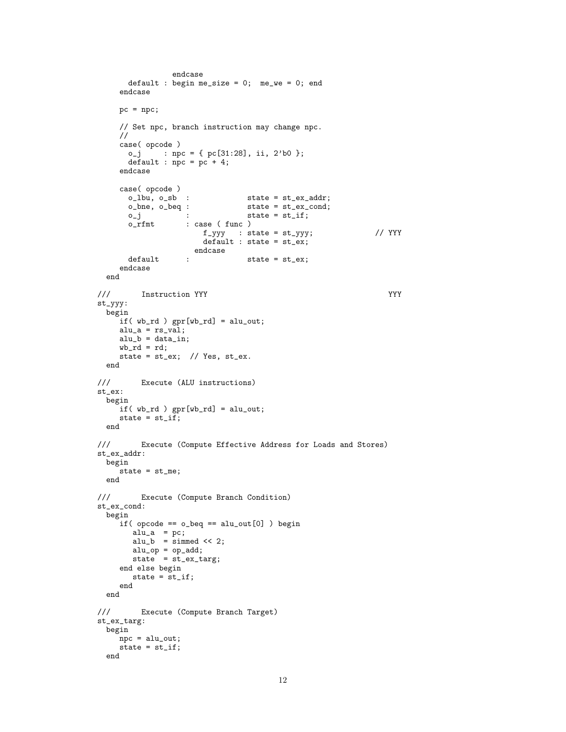```
                endcase
       default : begin me_size = 0;  me_we = 0; end
      endcase

      pc = npc;

      // Set npc, branch instruction may change npc.
      //
      case( opcode )
        o_j     : npc = { pc[31:28], ii, 2'b0 };
        default : npc = pc + 4;
      endcase

      case( opcode )
        o_lbu, o_sb  :             state = st_ex_addr;
        o_bne, o_beq :             state = st_ex_cond;
        o_j          :             state = st_if;
        o_rfmt       : case ( func )
                         f_yyy   : state = st_yyy;              // YYY
                         default : state = st_ex;
                       endcase
        default      :             state = st_ex;
      endcase
   end

///       Instruction YYY                                       YYY
st_yyy:
  begin
     if( wb_rd ) gpr[wb_rd] = alu_out;
     alu_a = rs_val;
     alu_b = data_in;
     wb_rd = rd;
     state = st_ex;  // Yes, st_ex.
  end

///       Execute (ALU instructions)
st_ex:
  begin
     if( wb_rd ) gpr[wb_rd] = alu_out;
     state = st_if;
  end

///       Execute (Compute Effective Address for Loads and Stores)
st_ex_addr:
  begin
     state = st_me;
  end

///       Execute (Compute Branch Condition)
st_ex_cond:
  begin
     if( opcode == o_beq == alu_out[0] ) begin
        alu_a  = pc;
        alu_b  = simmed << 2;
        alu_op = op_add;
        state  = st_ex_targ;
     end else begin
        state = st_if;
     end
  end

///       Execute (Compute Branch Target)
st_ex_targ:
  begin
     npc = alu_out;
     state = st_if;
  end
```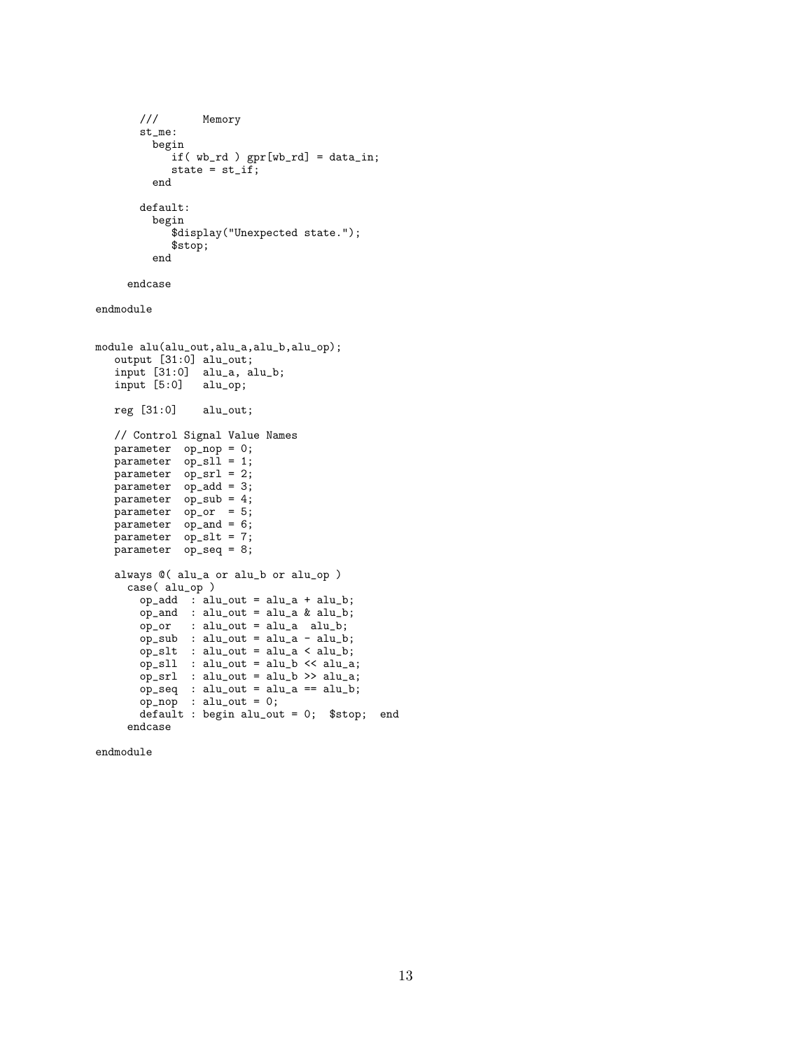```
       ///       Memory
       st_me:
         begin
            if( wb_rd ) gpr[wb_rd] = data_in;
            state = st_if;
         end

       default:
         begin
            $display("Unexpected state.");
            $stop;
         end

     endcase

endmodule


module alu(alu_out,alu_a,alu_b,alu_op);
   output [31:0] alu_out;
   input [31:0]  alu_a, alu_b;
   input [5:0]   alu_op;

   reg [31:0]    alu_out;

   // Control Signal Value Names
   parameter  op_nop = 0;
   parameter  op_sll = 1;
   parameter  op_srl = 2;
   parameter  op_add = 3;
   parameter  op_sub = 4;
   parameter  op_or  = 5;
   parameter  op_and = 6;
   parameter  op_slt = 7;
   parameter  op_seq = 8;

   always @( alu_a or alu_b or alu_op )
     case( alu_op )
       op_add  : alu_out = alu_a + alu_b;
       op_and  : alu_out = alu_a & alu_b;
       op_or   : alu_out = alu_a  alu_b;
       op_sub  : alu_out = alu_a - alu_b;
       op_slt  : alu_out = alu_a < alu_b;
       op_sll  : alu_out = alu_b << alu_a;
       op_srl  : alu_out = alu_b >> alu_a;
       op_seq  : alu_out = alu_a == alu_b;
       op_nop  : alu_out = 0;
       default : begin alu_out = 0;  $stop;  end
     endcase

endmodule
```